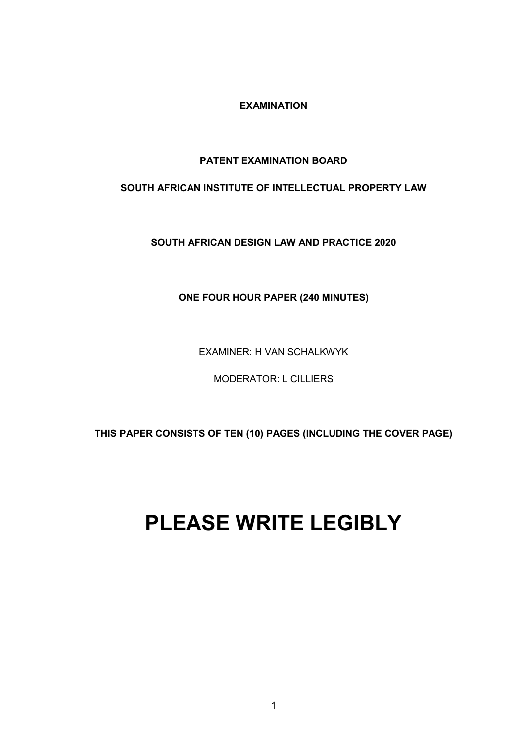**EXAMINATION**

**PATENT EXAMINATION BOARD**

**SOUTH AFRICAN INSTITUTE OF INTELLECTUAL PROPERTY LAW**

**SOUTH AFRICAN DESIGN LAW AND PRACTICE 2020**

**ONE FOUR HOUR PAPER (240 MINUTES)**

EXAMINER: H VAN SCHALKWYK

MODERATOR: L CILLIERS

**THIS PAPER CONSISTS OF TEN (10) PAGES (INCLUDING THE COVER PAGE)**

# PLEASE WRITE LEGIBLY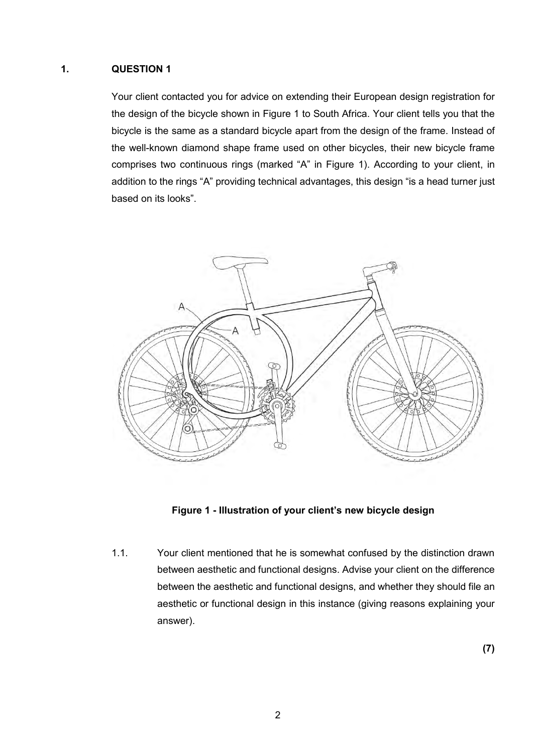## 1. QUESTION 1

Your client contacted you for advice on extending their European design registration for the design of the bicycle shown in Figure 1 to South Africa. Your client tells you that the bicycle is the same as a standard bicycle apart from the design of the frame. Instead of the well-known diamond shape frame used on other bicycles, their new bicycle frame comprises two continuous rings (marked "A" in Figure 1). According to your client, in addition to the rings "A" providing technical advantages, this design "is a head turner just based on its looks".

**Figure 1 - Illustration of your client's new bicycle design**

1.1. Your client mentioned that he is somewhat confused by the distinction drawn between aesthetic and functional designs. Advise your client on the difference between the aesthetic and functional designs, and whether they should file an aesthetic or functional design in this instance (giving reasons explaining your answer).

**(7)**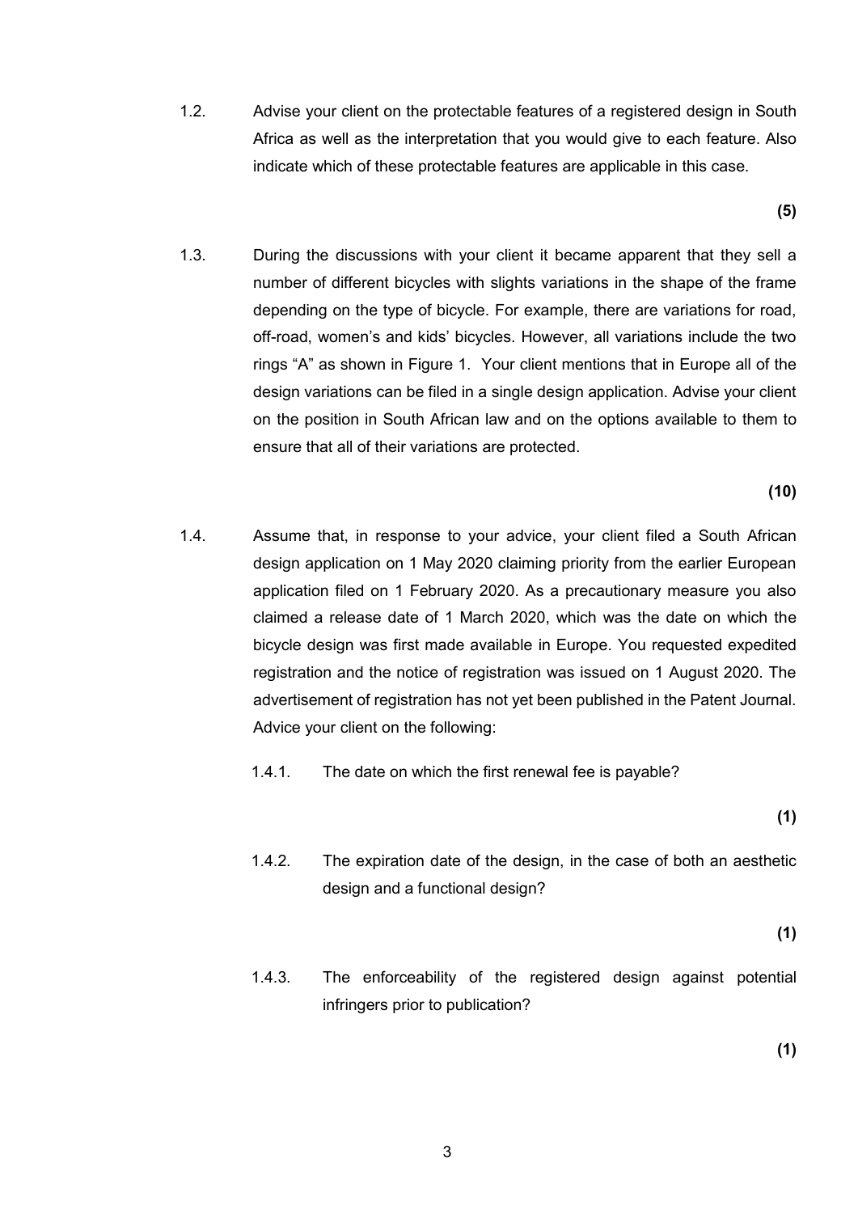1.2. Advise your client on the protectable features of a registered design in South Africa as well as the interpretation that you would give to each feature. Also indicate which of these protectable features are applicable in this case.

**(5)**

1.3. During the discussions with your client it became apparent that they sell a number of different bicycles with slights variations in the shape of the frame depending on the type of bicycle. For example, there are variations for road, off-road, women's and kids' bicycles. However, all variations include the two rings "A" as shown in Figure 1. Your client mentions that in Europe all of the design variations can be filed in a single design application. Advise your client on the position in South African law and on the options available to them to ensure that all of their variations are protected.

**(10)**

1.4. Assume that, in response to your advice, your client filed a South African design application on 1 May 2020 claiming priority from the earlier European application filed on 1 February 2020. As a precautionary measure you also claimed a release date of 1 March 2020, which was the date on which the bicycle design was first made available in Europe. You requested expedited registration and the notice of registration was issued on 1 August 2020. The advertisement of registration has not yet been published in the Patent Journal. Advice your client on the following:

1.4.1. The date on which the first renewal fee is payable?

**(1)**

1.4.2. The expiration date of the design, in the case of both an aesthetic design and a functional design?

**(1)**

1.4.3. The enforceability of the registered design against potential infringers prior to publication?

**(1)**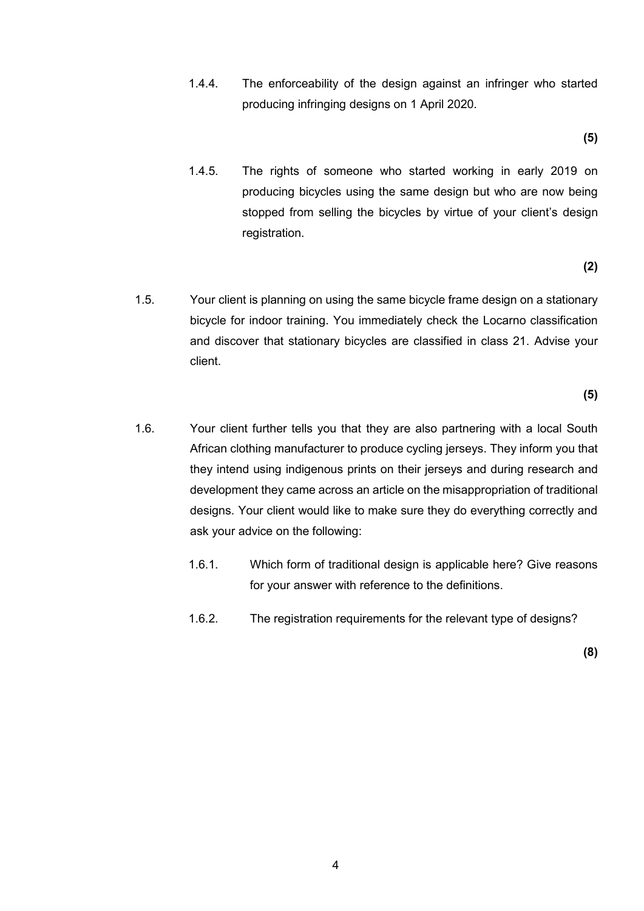1.4.4. The enforceability of the design against an infringer who started producing infringing designs on 1 April 2020.

**(5)**

1.4.5. The rights of someone who started working in early 2019 on producing bicycles using the same design but who are now being stopped from selling the bicycles by virtue of your client's design registration.

**(2)**

1.5. Your client is planning on using the same bicycle frame design on a stationary bicycle for indoor training. You immediately check the Locarno classification and discover that stationary bicycles are classified in class 21. Advise your client.

**(5)**

1.6. Your client further tells you that they are also partnering with a local South African clothing manufacturer to produce cycling jerseys. They inform you that they intend using indigenous prints on their jerseys and during research and development they came across an article on the misappropriation of traditional designs. Your client would like to make sure they do everything correctly and ask your advice on the following:

1.6.1. Which form of traditional design is applicable here? Give reasons for your answer with reference to the definitions.

1.6.2. The registration requirements for the relevant type of designs?

**(8)**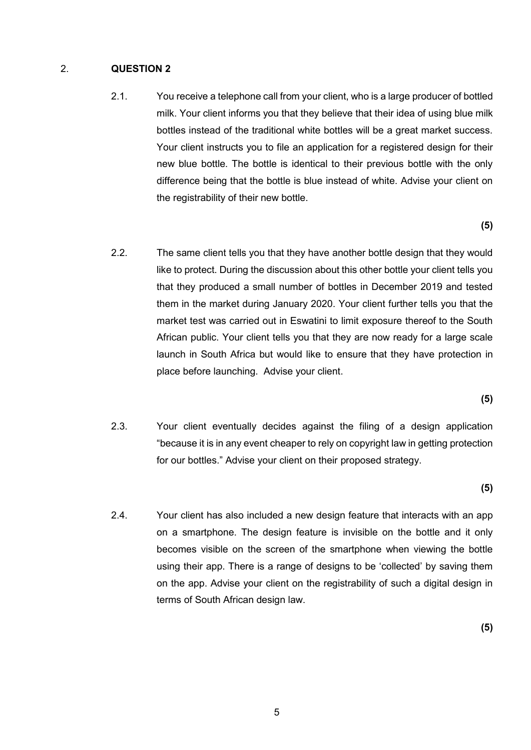## 2. QUESTION 2

2.1. You receive a telephone call from your client, who is a large producer of bottled milk. Your client informs you that they believe that their idea of using blue milk bottles instead of the traditional white bottles will be a great market success. Your client instructs you to file an application for a registered design for their new blue bottle. The bottle is identical to their previous bottle with the only difference being that the bottle is blue instead of white. Advise your client on the registrability of their new bottle.

**(5)**

2.2. The same client tells you that they have another bottle design that they would like to protect. During the discussion about this other bottle your client tells you that they produced a small number of bottles in December 2019 and tested them in the market during January 2020. Your client further tells you that the market test was carried out in Eswatini to limit exposure thereof to the South African public. Your client tells you that they are now ready for a large scale launch in South Africa but would like to ensure that they have protection in place before launching. Advise your client.

**(5)**

2.3. Your client eventually decides against the filing of a design application "because it is in any event cheaper to rely on copyright law in getting protection for our bottles." Advise your client on their proposed strategy.

**(5)**

2.4. Your client has also included a new design feature that interacts with an app on a smartphone. The design feature is invisible on the bottle and it only becomes visible on the screen of the smartphone when viewing the bottle using their app. There is a range of designs to be 'collected' by saving them on the app. Advise your client on the registrability of such a digital design in terms of South African design law.

**(5)**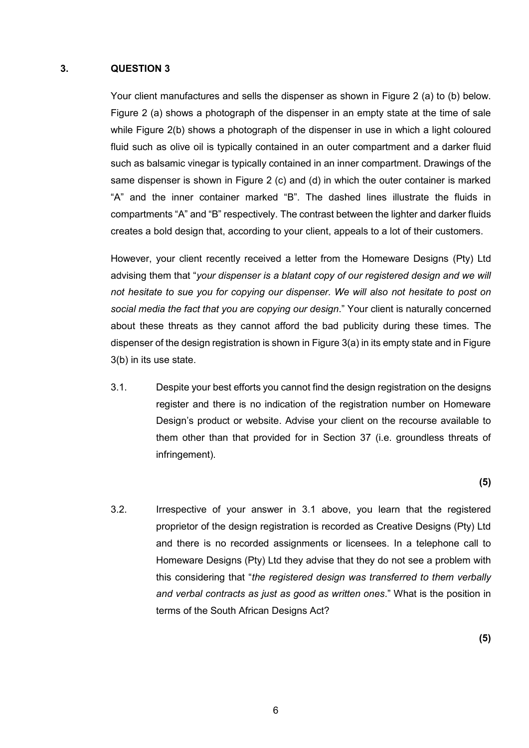## 3. QUESTION 3

Your client manufactures and sells the dispenser as shown in Figure 2 (a) to (b) below. Figure 2 (a) shows a photograph of the dispenser in an empty state at the time of sale while Figure 2(b) shows a photograph of the dispenser in use in which a light coloured fluid such as olive oil is typically contained in an outer compartment and a darker fluid such as balsamic vinegar is typically contained in an inner compartment. Drawings of the same dispenser is shown in Figure 2 (c) and (d) in which the outer container is marked "A" and the inner container marked "B". The dashed lines illustrate the fluids in compartments "A" and "B" respectively. The contrast between the lighter and darker fluids creates a bold design that, according to your client, appeals to a lot of their customers.

However, your client recently received a letter from the Homeware Designs (Pty) Ltd advising them that "*your dispenser is a blatant copy of our registered design and we will not hesitate to sue you for copying our dispenser. We will also not hesitate to post on social media the fact that you are copying our design*." Your client is naturally concerned about these threats as they cannot afford the bad publicity during these times. The dispenser of the design registration is shown in Figure 3(a) in its empty state and in Figure 3(b) in its use state.

3.1. Despite your best efforts you cannot find the design registration on the designs register and there is no indication of the registration number on Homeware Design's product or website. Advise your client on the recourse available to them other than that provided for in Section 37 (i.e. groundless threats of infringement).

**(5)**

3.2. Irrespective of your answer in 3.1 above, you learn that the registered proprietor of the design registration is recorded as Creative Designs (Pty) Ltd and there is no recorded assignments or licensees. In a telephone call to Homeware Designs (Pty) Ltd they advise that they do not see a problem with this considering that "*the registered design was transferred to them verbally and verbal contracts as just as good as written ones*." What is the position in terms of the South African Designs Act?

**(5)**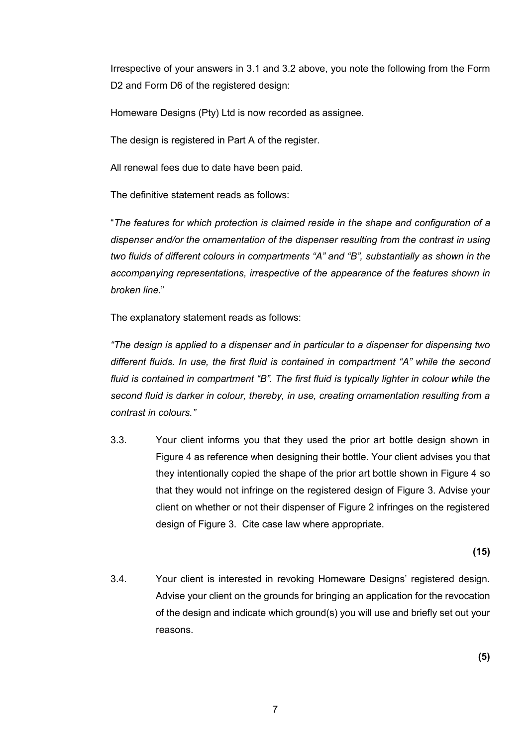Irrespective of your answers in 3.1 and 3.2 above, you note the following from the Form D2 and Form D6 of the registered design:

Homeware Designs (Pty) Ltd is now recorded as assignee.

The design is registered in Part A of the register.

All renewal fees due to date have been paid.

The definitive statement reads as follows:

"*The features for which protection is claimed reside in the shape and configuration of a dispenser and/or the ornamentation of the dispenser resulting from the contrast in using two fluids of different colours in compartments "A" and "B", substantially as shown in the accompanying representations, irrespective of the appearance of the features shown in broken line.*"

The explanatory statement reads as follows:

*"The design is applied to a dispenser and in particular to a dispenser for dispensing two different fluids. In use, the first fluid is contained in compartment "A" while the second fluid is contained in compartment "B". The first fluid is typically lighter in colour while the second fluid is darker in colour, thereby, in use, creating ornamentation resulting from a contrast in colours."*

3.3. Your client informs you that they used the prior art bottle design shown in Figure 4 as reference when designing their bottle. Your client advises you that they intentionally copied the shape of the prior art bottle shown in Figure 4 so that they would not infringe on the registered design of Figure 3. Advise your client on whether or not their dispenser of Figure 2 infringes on the registered design of Figure 3. Cite case law where appropriate.

**(15)**

3.4. Your client is interested in revoking Homeware Designs' registered design. Advise your client on the grounds for bringing an application for the revocation of the design and indicate which ground(s) you will use and briefly set out your reasons.

**(5)**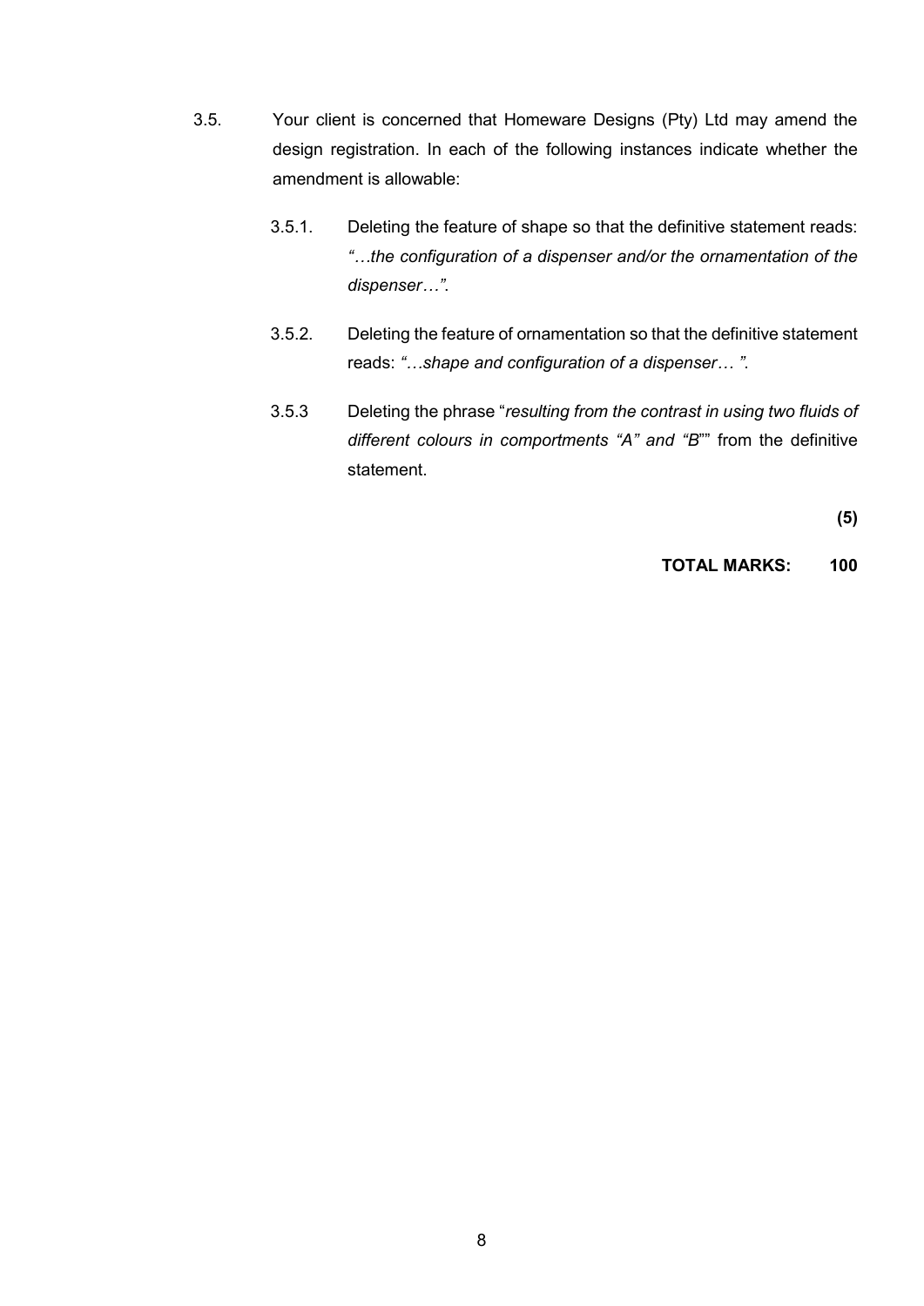3.5. Your client is concerned that Homeware Designs (Pty) Ltd may amend the design registration. In each of the following instances indicate whether the amendment is allowable:

3.5.1. Deleting the feature of shape so that the definitive statement reads: *"…the configuration of a dispenser and/or the ornamentation of the dispenser…".*

3.5.2. Deleting the feature of ornamentation so that the definitive statement reads: *"…shape and configuration of a dispenser… ".*

3.5.3 Deleting the phrase "*resulting from the contrast in using two fluids of different colours in comportments "A" and "B*"" from the definitive statement.

**(5)**

**TOTAL MARKS: 100**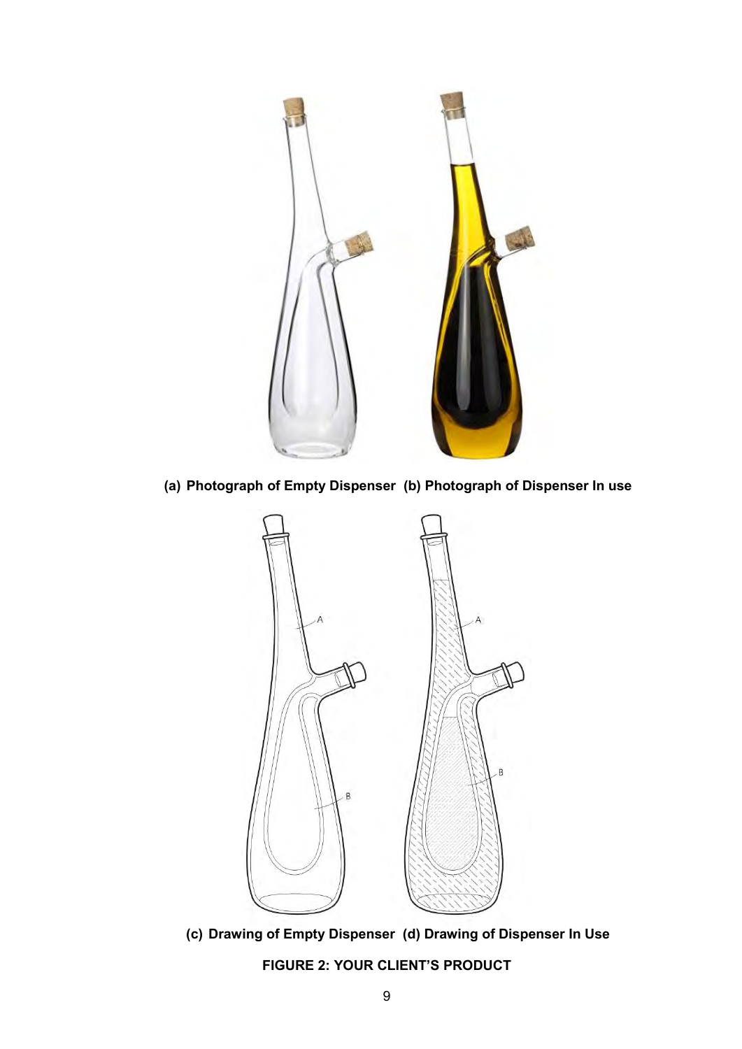**(a) Photograph of Empty Dispenser (b) Photograph of Dispenser In use**

**(c) Drawing of Empty Dispenser (d) Drawing of Dispenser In Use**

**FIGURE 2: YOUR CLIENT'S PRODUCT**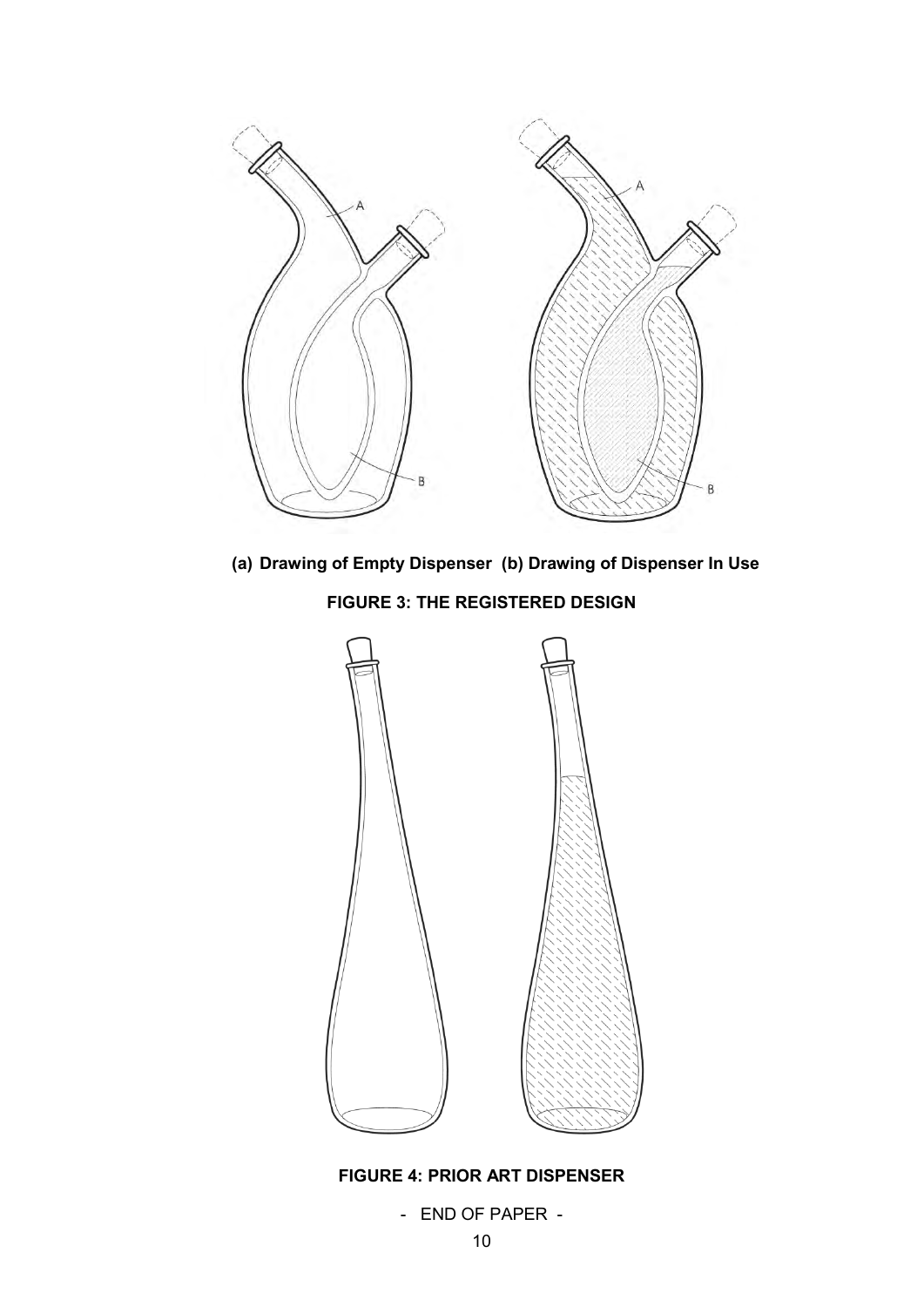(a) Drawing of Empty Dispenser (b) Drawing of Dispenser In Use

**FIGURE 3: THE REGISTERED DESIGN**

**FIGURE 4: PRIOR ART DISPENSER**

- END OF PAPER -